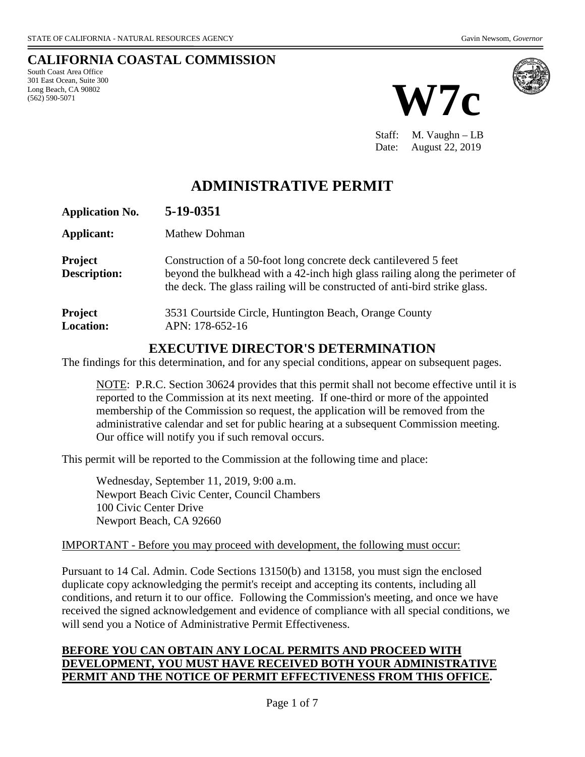STATE OF CALIFORNIA - NATURAL RESOURCES AGENCY Gavin Newsom, *Governor*

## CALIFORNIA COASTAL COMMISSION

South Coast Area Office
301 East Ocean, Suite 300
Long Beach, CA 90802
(562) 590-5071

# W7c

Staff: M. Vaughn – LB
Date: August 22, 2019

# ADMINISTRATIVE PERMIT

| | |
|---|---|
| **Application No.** | **5-19-0351** |
| **Applicant:** | Mathew Dohman |
| **Project Description:** | Construction of a 50-foot long concrete deck cantilevered 5 feet beyond the bulkhead with a 42-inch high glass railing along the perimeter of the deck. The glass railing will be constructed of anti-bird strike glass. |
| **Project Location:** | 3531 Courtside Circle, Huntington Beach, Orange County<br>APN: 178-652-16 |

## EXECUTIVE DIRECTOR'S DETERMINATION

The findings for this determination, and for any special conditions, appear on subsequent pages.

> <u>NOTE</u>: P.R.C. Section 30624 provides that this permit shall not become effective until it is reported to the Commission at its next meeting. If one-third or more of the appointed membership of the Commission so request, the application will be removed from the administrative calendar and set for public hearing at a subsequent Commission meeting. Our office will notify you if such removal occurs.

This permit will be reported to the Commission at the following time and place:

> Wednesday, September 11, 2019, 9:00 a.m.
> Newport Beach Civic Center, Council Chambers
> 100 Civic Center Drive
> Newport Beach, CA 92660

<u>IMPORTANT - Before you may proceed with development, the following must occur:</u>

Pursuant to 14 Cal. Admin. Code Sections 13150(b) and 13158, you must sign the enclosed duplicate copy acknowledging the permit's receipt and accepting its contents, including all conditions, and return it to our office. Following the Commission's meeting, and once we have received the signed acknowledgement and evidence of compliance with all special conditions, we will send you a Notice of Administrative Permit Effectiveness.

**<u>BEFORE YOU CAN OBTAIN ANY LOCAL PERMITS AND PROCEED WITH DEVELOPMENT, YOU MUST HAVE RECEIVED BOTH YOUR ADMINISTRATIVE PERMIT AND THE NOTICE OF PERMIT EFFECTIVENESS FROM THIS OFFICE</u>.**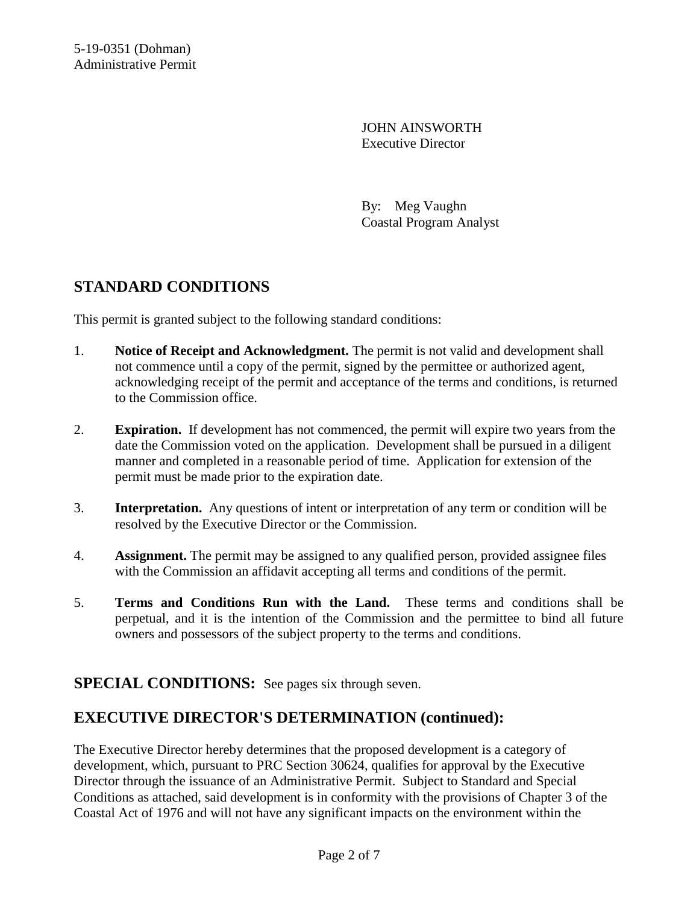JOHN AINSWORTH
Executive Director

By: Meg Vaughn
Coastal Program Analyst

## STANDARD CONDITIONS

This permit is granted subject to the following standard conditions:

1. **Notice of Receipt and Acknowledgment.** The permit is not valid and development shall not commence until a copy of the permit, signed by the permittee or authorized agent, acknowledging receipt of the permit and acceptance of the terms and conditions, is returned to the Commission office.

2. **Expiration.** If development has not commenced, the permit will expire two years from the date the Commission voted on the application. Development shall be pursued in a diligent manner and completed in a reasonable period of time. Application for extension of the permit must be made prior to the expiration date.

3. **Interpretation.** Any questions of intent or interpretation of any term or condition will be resolved by the Executive Director or the Commission.

4. **Assignment.** The permit may be assigned to any qualified person, provided assignee files with the Commission an affidavit accepting all terms and conditions of the permit.

5. **Terms and Conditions Run with the Land.** These terms and conditions shall be perpetual, and it is the intention of the Commission and the permittee to bind all future owners and possessors of the subject property to the terms and conditions.

## SPECIAL CONDITIONS: See pages six through seven.

## EXECUTIVE DIRECTOR'S DETERMINATION (continued):

The Executive Director hereby determines that the proposed development is a category of development, which, pursuant to PRC Section 30624, qualifies for approval by the Executive Director through the issuance of an Administrative Permit. Subject to Standard and Special Conditions as attached, said development is in conformity with the provisions of Chapter 3 of the Coastal Act of 1976 and will not have any significant impacts on the environment within the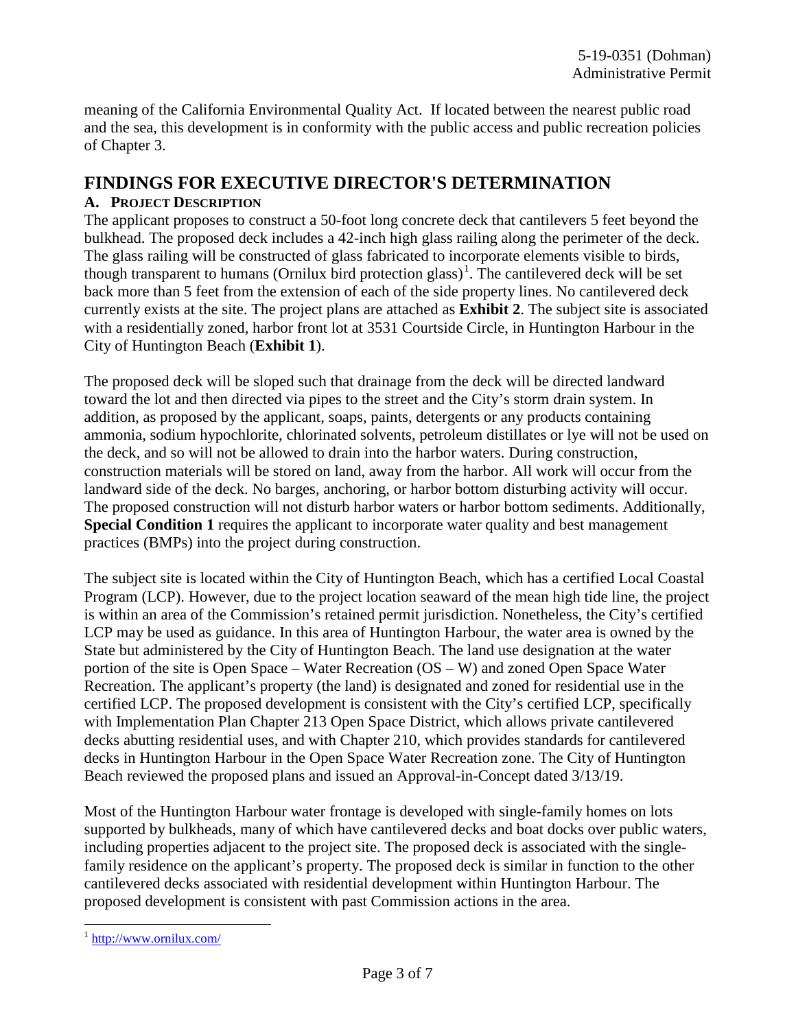meaning of the California Environmental Quality Act. If located between the nearest public road and the sea, this development is in conformity with the public access and public recreation policies of Chapter 3.

# FINDINGS FOR EXECUTIVE DIRECTOR'S DETERMINATION

## A. PROJECT DESCRIPTION

The applicant proposes to construct a 50-foot long concrete deck that cantilevers 5 feet beyond the bulkhead. The proposed deck includes a 42-inch high glass railing along the perimeter of the deck. The glass railing will be constructed of glass fabricated to incorporate elements visible to birds, though transparent to humans (Ornilux bird protection glass)[1]. The cantilevered deck will be set back more than 5 feet from the extension of each of the side property lines. No cantilevered deck currently exists at the site. The project plans are attached as **Exhibit 2**. The subject site is associated with a residentially zoned, harbor front lot at 3531 Courtside Circle, in Huntington Harbour in the City of Huntington Beach (**Exhibit 1**).

The proposed deck will be sloped such that drainage from the deck will be directed landward toward the lot and then directed via pipes to the street and the City's storm drain system. In addition, as proposed by the applicant, soaps, paints, detergents or any products containing ammonia, sodium hypochlorite, chlorinated solvents, petroleum distillates or lye will not be used on the deck, and so will not be allowed to drain into the harbor waters. During construction, construction materials will be stored on land, away from the harbor. All work will occur from the landward side of the deck. No barges, anchoring, or harbor bottom disturbing activity will occur. The proposed construction will not disturb harbor waters or harbor bottom sediments. Additionally, **Special Condition 1** requires the applicant to incorporate water quality and best management practices (BMPs) into the project during construction.

The subject site is located within the City of Huntington Beach, which has a certified Local Coastal Program (LCP). However, due to the project location seaward of the mean high tide line, the project is within an area of the Commission's retained permit jurisdiction. Nonetheless, the City's certified LCP may be used as guidance. In this area of Huntington Harbour, the water area is owned by the State but administered by the City of Huntington Beach. The land use designation at the water portion of the site is Open Space – Water Recreation (OS – W) and zoned Open Space Water Recreation. The applicant's property (the land) is designated and zoned for residential use in the certified LCP. The proposed development is consistent with the City's certified LCP, specifically with Implementation Plan Chapter 213 Open Space District, which allows private cantilevered decks abutting residential uses, and with Chapter 210, which provides standards for cantilevered decks in Huntington Harbour in the Open Space Water Recreation zone. The City of Huntington Beach reviewed the proposed plans and issued an Approval-in-Concept dated 3/13/19.

Most of the Huntington Harbour water frontage is developed with single-family homes on lots supported by bulkheads, many of which have cantilevered decks and boat docks over public waters, including properties adjacent to the project site. The proposed deck is associated with the single-family residence on the applicant's property. The proposed deck is similar in function to the other cantilevered decks associated with residential development within Huntington Harbour. The proposed development is consistent with past Commission actions in the area.

---

[1] http://www.ornilux.com/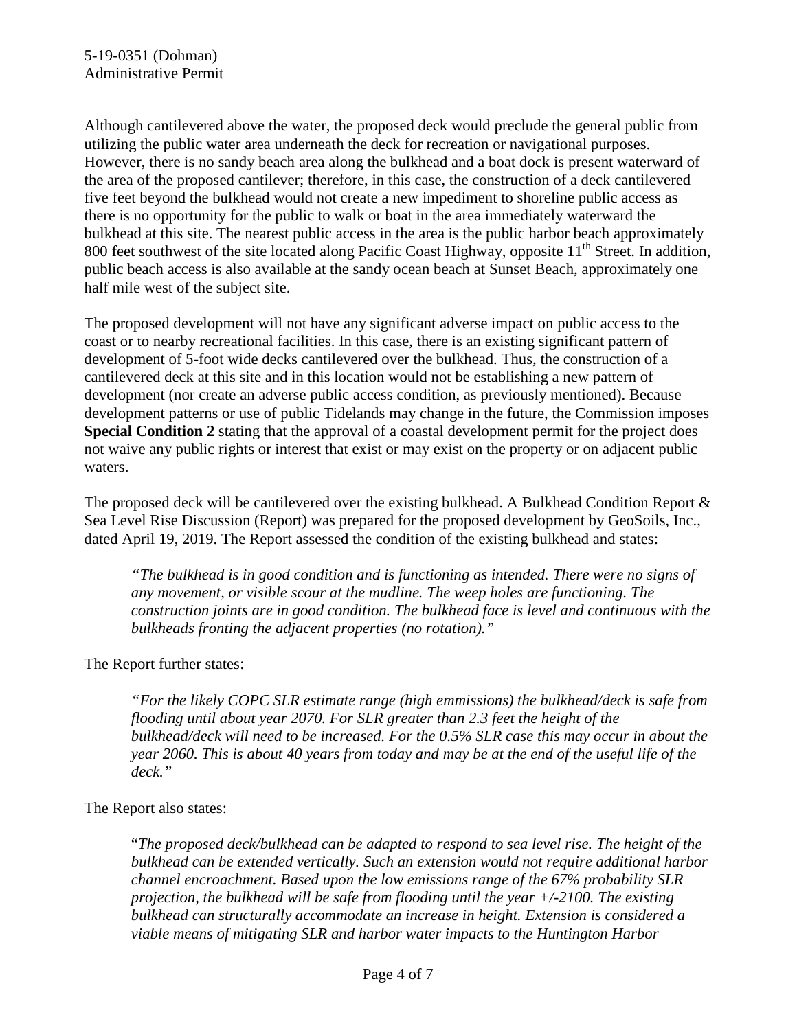Although cantilevered above the water, the proposed deck would preclude the general public from utilizing the public water area underneath the deck for recreation or navigational purposes. However, there is no sandy beach area along the bulkhead and a boat dock is present waterward of the area of the proposed cantilever; therefore, in this case, the construction of a deck cantilevered five feet beyond the bulkhead would not create a new impediment to shoreline public access as there is no opportunity for the public to walk or boat in the area immediately waterward the bulkhead at this site. The nearest public access in the area is the public harbor beach approximately 800 feet southwest of the site located along Pacific Coast Highway, opposite 11th Street. In addition, public beach access is also available at the sandy ocean beach at Sunset Beach, approximately one half mile west of the subject site.

The proposed development will not have any significant adverse impact on public access to the coast or to nearby recreational facilities. In this case, there is an existing significant pattern of development of 5-foot wide decks cantilevered over the bulkhead. Thus, the construction of a cantilevered deck at this site and in this location would not be establishing a new pattern of development (nor create an adverse public access condition, as previously mentioned). Because development patterns or use of public Tidelands may change in the future, the Commission imposes **Special Condition 2** stating that the approval of a coastal development permit for the project does not waive any public rights or interest that exist or may exist on the property or on adjacent public waters.

The proposed deck will be cantilevered over the existing bulkhead. A Bulkhead Condition Report & Sea Level Rise Discussion (Report) was prepared for the proposed development by GeoSoils, Inc., dated April 19, 2019. The Report assessed the condition of the existing bulkhead and states:

> *"The bulkhead is in good condition and is functioning as intended. There were no signs of any movement, or visible scour at the mudline. The weep holes are functioning. The construction joints are in good condition. The bulkhead face is level and continuous with the bulkheads fronting the adjacent properties (no rotation)."*

The Report further states:

> *"For the likely COPC SLR estimate range (high emmissions) the bulkhead/deck is safe from flooding until about year 2070. For SLR greater than 2.3 feet the height of the bulkhead/deck will need to be increased. For the 0.5% SLR case this may occur in about the year 2060. This is about 40 years from today and may be at the end of the useful life of the deck."*

The Report also states:

> "*The proposed deck/bulkhead can be adapted to respond to sea level rise. The height of the bulkhead can be extended vertically. Such an extension would not require additional harbor channel encroachment. Based upon the low emissions range of the 67% probability SLR projection, the bulkhead will be safe from flooding until the year +/-2100. The existing bulkhead can structurally accommodate an increase in height. Extension is considered a viable means of mitigating SLR and harbor water impacts to the Huntington Harbor*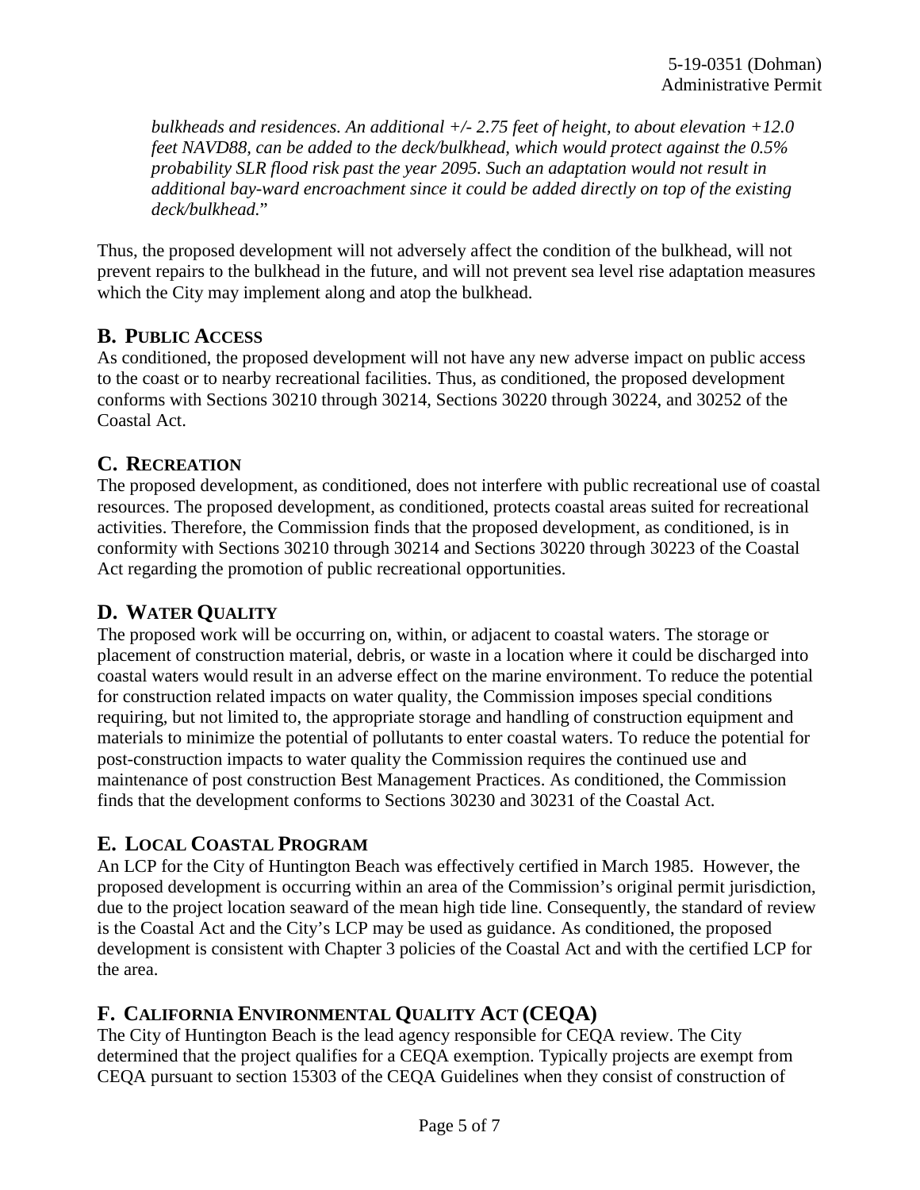*bulkheads and residences. An additional +/- 2.75 feet of height, to about elevation +12.0 feet NAVD88, can be added to the deck/bulkhead, which would protect against the 0.5% probability SLR flood risk past the year 2095. Such an adaptation would not result in additional bay-ward encroachment since it could be added directly on top of the existing deck/bulkhead.*"

Thus, the proposed development will not adversely affect the condition of the bulkhead, will not prevent repairs to the bulkhead in the future, and will not prevent sea level rise adaptation measures which the City may implement along and atop the bulkhead.

## B. PUBLIC ACCESS

As conditioned, the proposed development will not have any new adverse impact on public access to the coast or to nearby recreational facilities. Thus, as conditioned, the proposed development conforms with Sections 30210 through 30214, Sections 30220 through 30224, and 30252 of the Coastal Act.

## C. RECREATION

The proposed development, as conditioned, does not interfere with public recreational use of coastal resources. The proposed development, as conditioned, protects coastal areas suited for recreational activities. Therefore, the Commission finds that the proposed development, as conditioned, is in conformity with Sections 30210 through 30214 and Sections 30220 through 30223 of the Coastal Act regarding the promotion of public recreational opportunities.

## D. WATER QUALITY

The proposed work will be occurring on, within, or adjacent to coastal waters. The storage or placement of construction material, debris, or waste in a location where it could be discharged into coastal waters would result in an adverse effect on the marine environment. To reduce the potential for construction related impacts on water quality, the Commission imposes special conditions requiring, but not limited to, the appropriate storage and handling of construction equipment and materials to minimize the potential of pollutants to enter coastal waters. To reduce the potential for post-construction impacts to water quality the Commission requires the continued use and maintenance of post construction Best Management Practices. As conditioned, the Commission finds that the development conforms to Sections 30230 and 30231 of the Coastal Act.

## E. LOCAL COASTAL PROGRAM

An LCP for the City of Huntington Beach was effectively certified in March 1985. However, the proposed development is occurring within an area of the Commission's original permit jurisdiction, due to the project location seaward of the mean high tide line. Consequently, the standard of review is the Coastal Act and the City's LCP may be used as guidance. As conditioned, the proposed development is consistent with Chapter 3 policies of the Coastal Act and with the certified LCP for the area.

## F. CALIFORNIA ENVIRONMENTAL QUALITY ACT (CEQA)

The City of Huntington Beach is the lead agency responsible for CEQA review. The City determined that the project qualifies for a CEQA exemption. Typically projects are exempt from CEQA pursuant to section 15303 of the CEQA Guidelines when they consist of construction of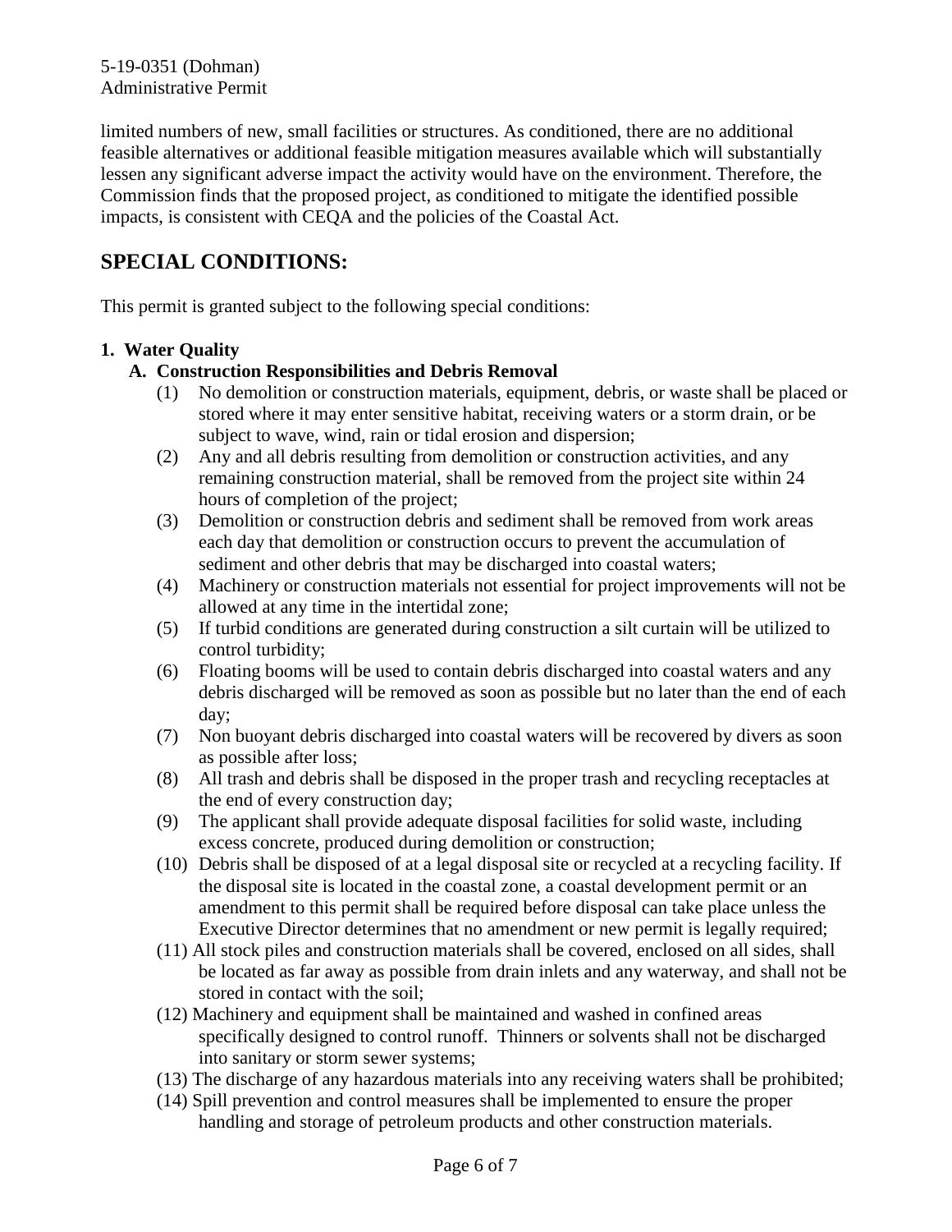limited numbers of new, small facilities or structures. As conditioned, there are no additional feasible alternatives or additional feasible mitigation measures available which will substantially lessen any significant adverse impact the activity would have on the environment. Therefore, the Commission finds that the proposed project, as conditioned to mitigate the identified possible impacts, is consistent with CEQA and the policies of the Coastal Act.

## SPECIAL CONDITIONS:

This permit is granted subject to the following special conditions:

**1. Water Quality**

**A. Construction Responsibilities and Debris Removal**

(1) No demolition or construction materials, equipment, debris, or waste shall be placed or stored where it may enter sensitive habitat, receiving waters or a storm drain, or be subject to wave, wind, rain or tidal erosion and dispersion;

(2) Any and all debris resulting from demolition or construction activities, and any remaining construction material, shall be removed from the project site within 24 hours of completion of the project;

(3) Demolition or construction debris and sediment shall be removed from work areas each day that demolition or construction occurs to prevent the accumulation of sediment and other debris that may be discharged into coastal waters;

(4) Machinery or construction materials not essential for project improvements will not be allowed at any time in the intertidal zone;

(5) If turbid conditions are generated during construction a silt curtain will be utilized to control turbidity;

(6) Floating booms will be used to contain debris discharged into coastal waters and any debris discharged will be removed as soon as possible but no later than the end of each day;

(7) Non buoyant debris discharged into coastal waters will be recovered by divers as soon as possible after loss;

(8) All trash and debris shall be disposed in the proper trash and recycling receptacles at the end of every construction day;

(9) The applicant shall provide adequate disposal facilities for solid waste, including excess concrete, produced during demolition or construction;

(10) Debris shall be disposed of at a legal disposal site or recycled at a recycling facility. If the disposal site is located in the coastal zone, a coastal development permit or an amendment to this permit shall be required before disposal can take place unless the Executive Director determines that no amendment or new permit is legally required;

(11) All stock piles and construction materials shall be covered, enclosed on all sides, shall be located as far away as possible from drain inlets and any waterway, and shall not be stored in contact with the soil;

(12) Machinery and equipment shall be maintained and washed in confined areas specifically designed to control runoff. Thinners or solvents shall not be discharged into sanitary or storm sewer systems;

(13) The discharge of any hazardous materials into any receiving waters shall be prohibited;

(14) Spill prevention and control measures shall be implemented to ensure the proper handling and storage of petroleum products and other construction materials.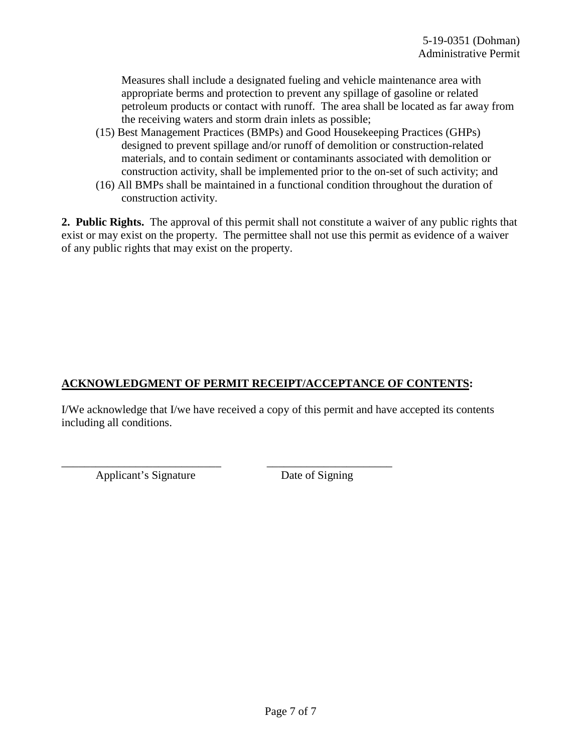Measures shall include a designated fueling and vehicle maintenance area with appropriate berms and protection to prevent any spillage of gasoline or related petroleum products or contact with runoff. The area shall be located as far away from the receiving waters and storm drain inlets as possible;

(15) Best Management Practices (BMPs) and Good Housekeeping Practices (GHPs) designed to prevent spillage and/or runoff of demolition or construction-related materials, and to contain sediment or contaminants associated with demolition or construction activity, shall be implemented prior to the on-set of such activity; and

(16) All BMPs shall be maintained in a functional condition throughout the duration of construction activity.

**2. Public Rights.** The approval of this permit shall not constitute a waiver of any public rights that exist or may exist on the property. The permittee shall not use this permit as evidence of a waiver of any public rights that may exist on the property.

**ACKNOWLEDGMENT OF PERMIT RECEIPT/ACCEPTANCE OF CONTENTS:**

I/We acknowledge that I/we have received a copy of this permit and have accepted its contents including all conditions.

\_\_\_\_\_\_\_\_\_\_\_\_\_\_\_\_\_\_\_\_\_\_\_\_\_\_\_\_ \_\_\_\_\_\_\_\_\_\_\_\_\_\_\_\_\_\_\_\_\_\_
Applicant's Signature Date of Signing